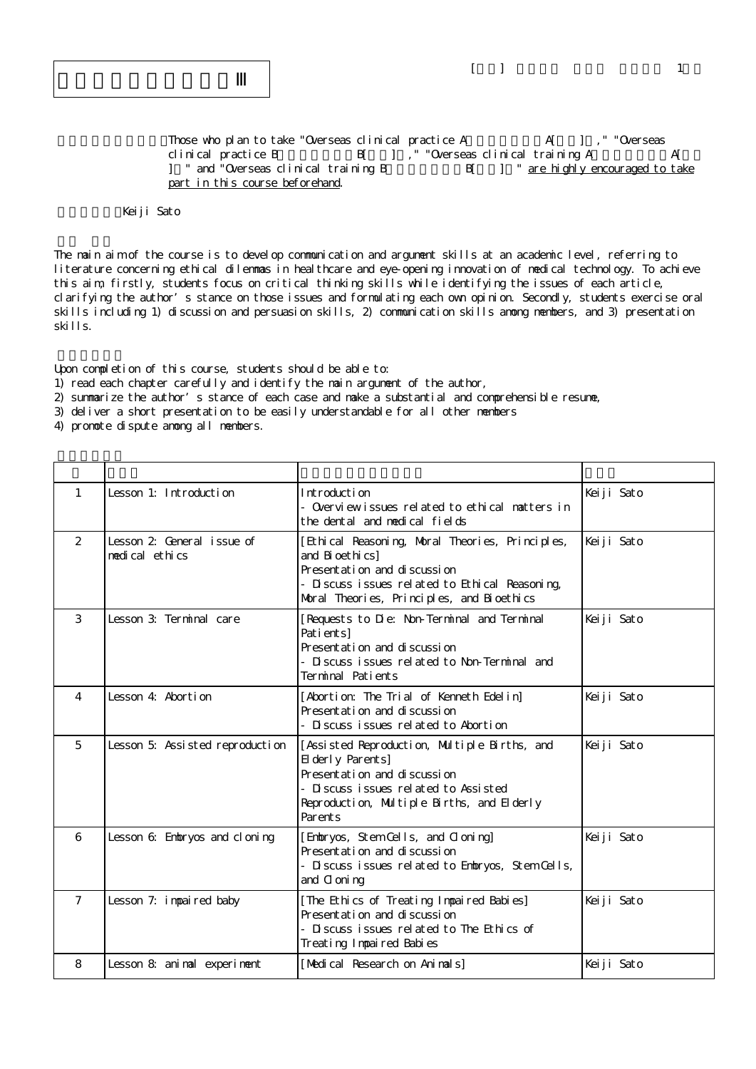# Ⅲ

Those who plan to take "Overseas clinical practice A A[ ] ," "Overseas clinical practice B B[ ] ," "Overseas clinical training A A[ ] " and "Overseas clinical training B B[ ] " are highly encouraged to take part in this course beforehand.

Keiji Sato

The main aim of the course is to develop communication and argument skills at an academic level, referring to literature concerning ethical dilemmas in healthcare and eye-opening innovation of medical technology. To achieve this aim, firstly, students focus on critical thinking skills while identifying the issues of each article, clarifying the author's stance on those issues and formulating each own opinion. Secondly, students exercise oral skills including 1) discussion and persuasion skills, 2) communication skills among members, and 3) presentation skills.

Upon completion of this course, students should be able to:
1) read each chapter carefully and identify the main argument of the author,
2) summarize the author's stance of each case and make a substantial and comprehensible resume,
3) deliver a short presentation to be easily understandable for all other members
4) promote dispute among all members.

| | | | |
|---|---|---|---|
| 1 | Lesson 1: Introduction | Introduction<br>- Overview issues related to ethical matters in the dental and medical fields | Keiji Sato |
| 2 | Lesson 2: General issue of medical ethics | [Ethical Reasoning, Moral Theories, Principles, and Bioethics]<br>Presentation and discussion<br>- Discuss issues related to Ethical Reasoning, Moral Theories, Principles, and Bioethics | Keiji Sato |
| 3 | Lesson 3: Terminal care | [Requests to Die: Non-Terminal and Terminal Patients]<br>Presentation and discussion<br>- Discuss issues related to Non-Terminal and Terminal Patients | Keiji Sato |
| 4 | Lesson 4: Abortion | [Abortion: The Trial of Kenneth Edelin]<br>Presentation and discussion<br>- Discuss issues related to Abortion | Keiji Sato |
| 5 | Lesson 5: Assisted reproduction | [Assisted Reproduction, Multiple Births, and Elderly Parents]<br>Presentation and discussion<br>- Discuss issues related to Assisted Reproduction, Multiple Births, and Elderly Parents | Keiji Sato |
| 6 | Lesson 6: Embryos and cloning | [Embryos, Stem Cells, and Cloning]<br>Presentation and discussion<br>- Discuss issues related to Embryos, Stem Cells, and Cloning | Keiji Sato |
| 7 | Lesson 7: impaired baby | [The Ethics of Treating Impaired Babies]<br>Presentation and discussion<br>- Discuss issues related to The Ethics of Treating Impaired Babies | Keiji Sato |
| 8 | Lesson 8: animal experiment | [Medical Research on Animals] | Keiji Sato |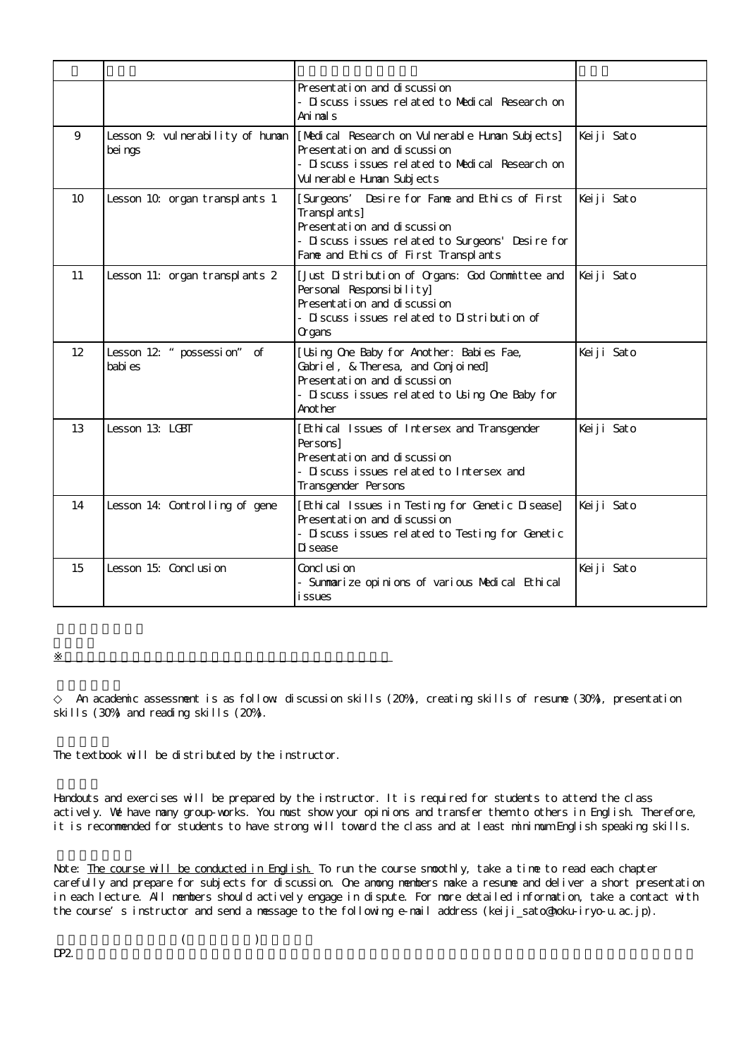| | | | |
|---|---|---|---|
| | | Presentation and discussion<br>- Discuss issues related to Medical Research on Animals | |
| 9 | Lesson 9: vulnerability of human beings | [Medical Research on Vulnerable Human Subjects]<br>Presentation and discussion<br>- Discuss issues related to Medical Research on Vulnerable Human Subjects | Keiji Sato |
| 10 | Lesson 10: organ transplants 1 | [Surgeons' Desire for Fame and Ethics of First Transplants]<br>Presentation and discussion<br>- Discuss issues related to Surgeons' Desire for Fame and Ethics of First Transplants | Keiji Sato |
| 11 | Lesson 11: organ transplants 2 | [Just Distribution of Organs: God Committee and Personal Responsibility]<br>Presentation and discussion<br>- Discuss issues related to Distribution of Organs | Keiji Sato |
| 12 | Lesson 12: "possession" of babies | [Using One Baby for Another: Babies Fae, Gabriel, & Theresa, and Conjoined]<br>Presentation and discussion<br>- Discuss issues related to Using One Baby for Another | Keiji Sato |
| 13 | Lesson 13: LGBT | [Ethical Issues of Intersex and Transgender Persons]<br>Presentation and discussion<br>- Discuss issues related to Intersex and Transgender Persons | Keiji Sato |
| 14 | Lesson 14: Controlling of gene | [Ethical Issues in Testing for Genetic Disease]<br>Presentation and discussion<br>- Discuss issues related to Testing for Genetic Disease | Keiji Sato |
| 15 | Lesson 15: Conclusion | Conclusion<br>- Summarize opinions of various Medical Ethical issues | Keiji Sato |

※

◇ An academic assessment is as follow: discussion skills (20%), creating skills of resume (30%), presentation skills (30%) and reading skills (20%).

The textbook will be distributed by the instructor.

Handouts and exercises will be prepared by the instructor. It is required for students to attend the class actively. We have many group-works. You must show your opinions and transfer them to others in English. Therefore, it is recommended for students to have strong will toward the class and at least minimum English speaking skills.

Note: The course will be conducted in English. To run the course smoothly, take a time to read each chapter carefully and prepare for subjects for discussion. One among members make a resume and deliver a short presentation in each lecture. All members should actively engage in dispute. For more detailed information, take a contact with the course's instructor and send a message to the following e-mail address (keiji_sato@hoku-iryo-u.ac.jp).

( )

DP2.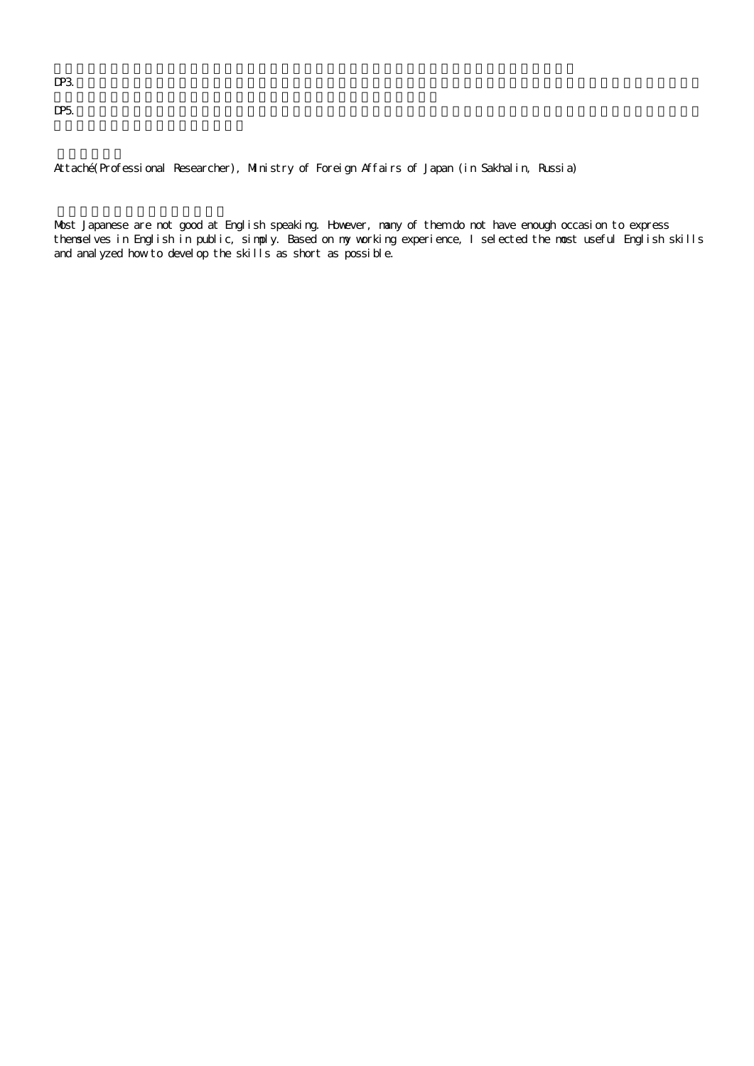DP3.

DP5.

Attaché(Professional Researcher), Ministry of Foreign Affairs of Japan (in Sakhalin, Russia)

Most Japanese are not good at English speaking. However, many of them do not have enough occasion to express themselves in English in public, simply. Based on my working experience, I selected the most useful English skills and analyzed how to develop the skills as short as possible.